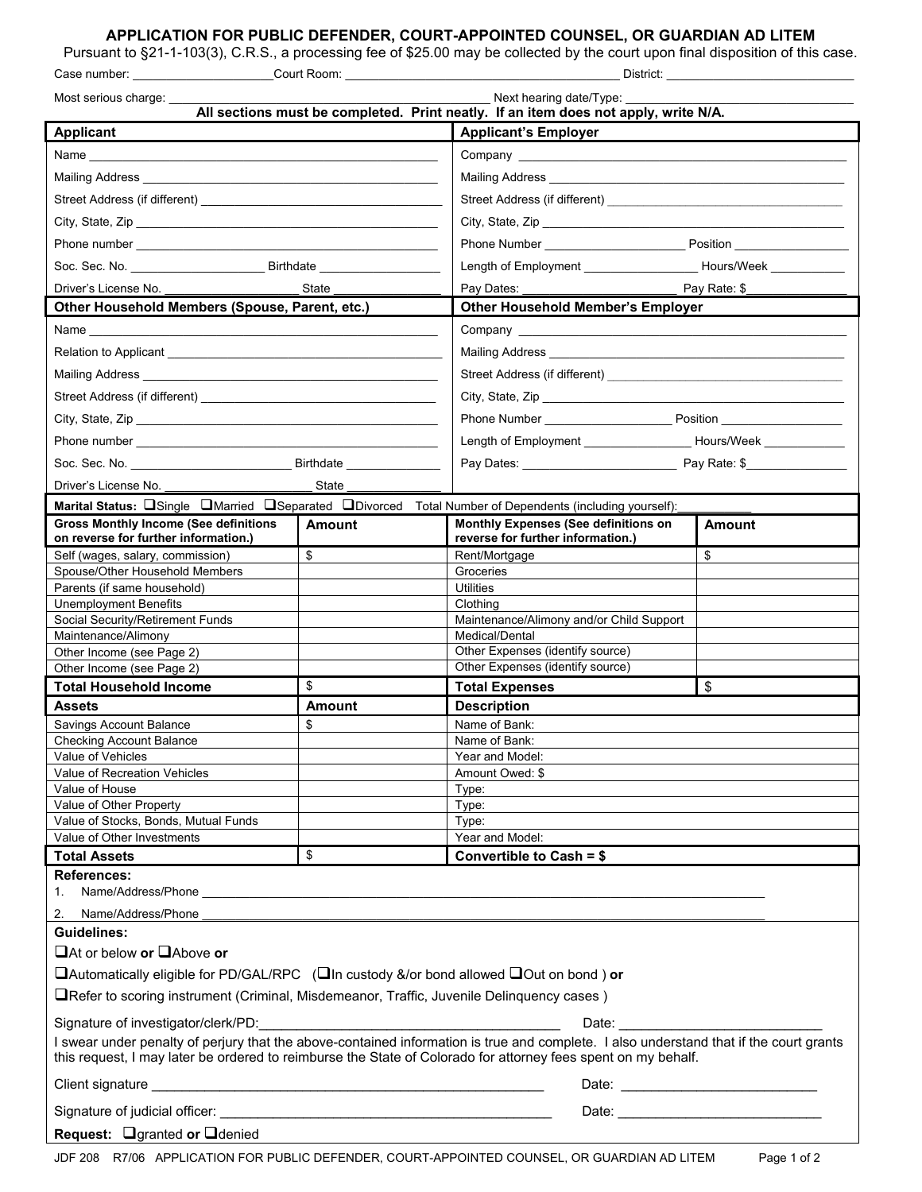# APPLICATION FOR PUBLIC DEFENDER, COURT-APPOINTED COUNSEL, OR GUARDIAN AD LITEM

Pursuant to §21-1-103(3), C.R.S., a processing fee of $25.00 may be collected by the court upon final disposition of this case.

Case number: ____________________ Court Room: ________________________________________ District: ____________________________

Most serious charge: ______________________________________________________ Next hearing date/Type: ____________________________

**All sections must be completed. Print neatly. If an item does not apply, write N/A.**

| **Applicant** | **Applicant's Employer** |
|---|---|
| Name ______________________________ | Company ______________________________ |
| Mailing Address ______________________________ | Mailing Address ______________________________ |
| Street Address (if different) ______________________________ | Street Address (if different) ______________________________ |
| City, State, Zip ______________________________ | City, State, Zip ______________________________ |
| Phone number ______________________________ | Phone Number ____________________ Position ________________ |
| Soc. Sec. No. ____________________ Birthdate __________________ | Length of Employment _________________ Hours/Week ___________ |
| Driver's License No. ____________________ State _______________ | Pay Dates: ________________________ Pay Rate: $______________ |

| **Other Household Members (Spouse, Parent, etc.)** | **Other Household Member's Employer** |
|---|---|
| Name ______________________________ | Company ______________________________ |
| Relation to Applicant ______________________________ | Mailing Address ______________________________ |
| Mailing Address ______________________________ | Street Address (if different) ______________________________ |
| Street Address (if different) ______________________________ | City, State, Zip ______________________________ |
| City, State, Zip ______________________________ | Phone Number ___________________ Position __________________ |
| Phone number ______________________________ | Length of Employment ________________ Hours/Week ____________ |
| Soc. Sec. No. ________________________ Birthdate ______________ | Pay Dates: ________________________ Pay Rate: $______________ |
| Driver's License No. ______________________ State ______________ | |

**Marital Status:** ❑Single ❑Married ❑Separated ❑Divorced Total Number of Dependents (including yourself):___________

| **Gross Monthly Income (See definitions on reverse for further information.)** | **Amount** | **Monthly Expenses (See definitions on reverse for further information.)** | **Amount** |
|---|---|---|---|
| Self (wages, salary, commission) | $ | Rent/Mortgage | $ |
| Spouse/Other Household Members | | Groceries | |
| Parents (if same household) | | Utilities | |
| Unemployment Benefits | | Clothing | |
| Social Security/Retirement Funds | | Maintenance/Alimony and/or Child Support | |
| Maintenance/Alimony | | Medical/Dental | |
| Other Income (see Page 2) | | Other Expenses (identify source) | |
| Other Income (see Page 2) | | Other Expenses (identify source) | |
| **Total Household Income** | $ | **Total Expenses** | $ |

| **Assets** | **Amount** | **Description** |
|---|---|---|
| Savings Account Balance | $ | Name of Bank: |
| Checking Account Balance | | Name of Bank: |
| Value of Vehicles | | Year and Model: |
| Value of Recreation Vehicles | | Amount Owed: $ |
| Value of House | | Type: |
| Value of Other Property | | Type: |
| Value of Stocks, Bonds, Mutual Funds | | Type: |
| Value of Other Investments | | Year and Model: |
| **Total Assets** | $ | **Convertible to Cash = $** |

**References:**

1. Name/Address/Phone ______________________________________________________________________________

2. Name/Address/Phone ______________________________________________________________________________

**Guidelines:**

❑At or below **or** ❑Above **or**

❑Automatically eligible for PD/GAL/RPC (❑In custody &/or bond allowed ❑Out on bond ) **or**

❑Refer to scoring instrument (Criminal, Misdemeanor, Traffic, Juvenile Delinquency cases )

Signature of investigator/clerk/PD:________________________________________ Date: ___________________________

I swear under penalty of perjury that the above-contained information is true and complete. I also understand that if the court grants this request, I may later be ordered to reimburse the State of Colorado for attorney fees spent on my behalf.

Client signature ______________________________________________________ Date: __________________________

Signature of judicial officer: _____________________________________________ Date: ___________________________

**Request:** ❑granted **or** ❑denied

JDF 208 R7/06 APPLICATION FOR PUBLIC DEFENDER, COURT-APPOINTED COUNSEL, OR GUARDIAN AD LITEM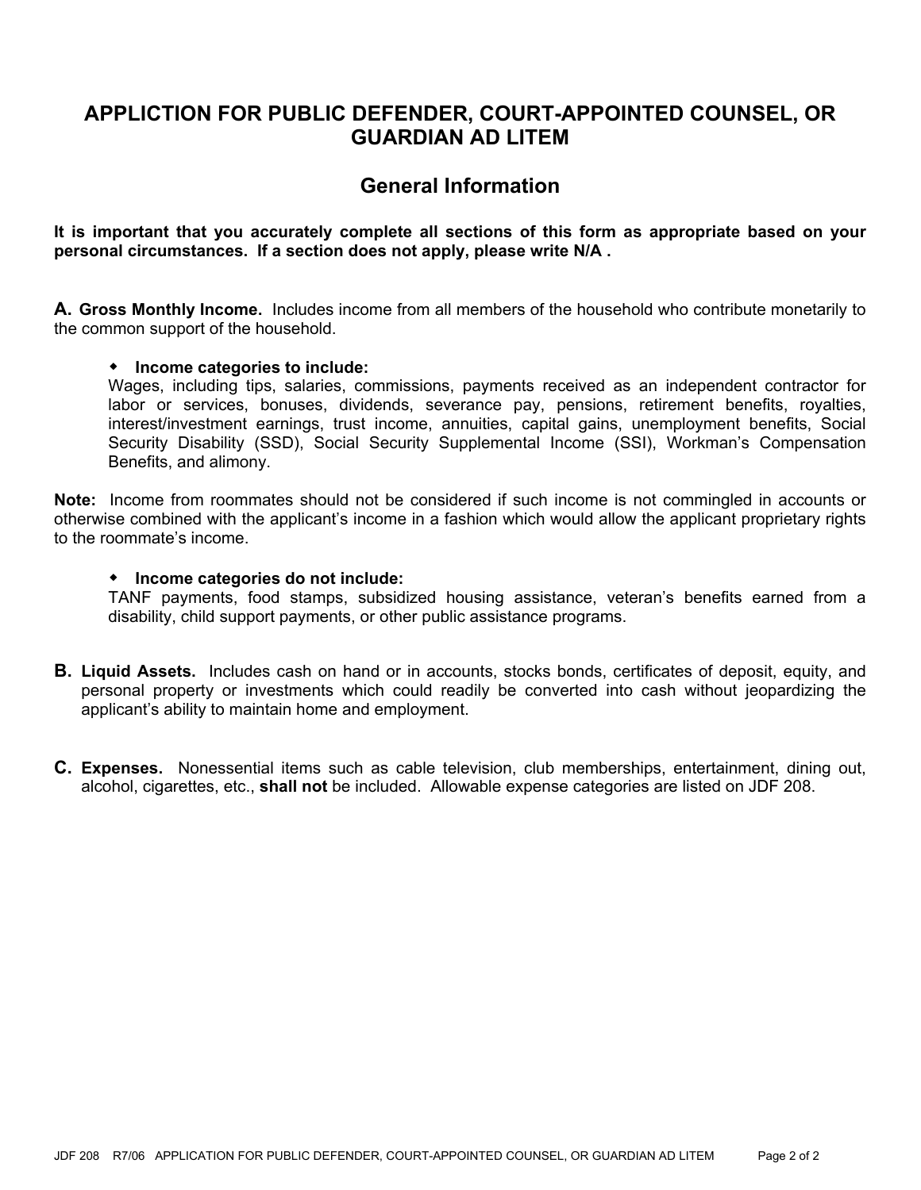# APPLICTION FOR PUBLIC DEFENDER, COURT-APPOINTED COUNSEL, OR GUARDIAN AD LITEM

## General Information

**It is important that you accurately complete all sections of this form as appropriate based on your personal circumstances. If a section does not apply, please write N/A .**

**A. Gross Monthly Income.** Includes income from all members of the household who contribute monetarily to the common support of the household.

- **Income categories to include:**
  Wages, including tips, salaries, commissions, payments received as an independent contractor for labor or services, bonuses, dividends, severance pay, pensions, retirement benefits, royalties, interest/investment earnings, trust income, annuities, capital gains, unemployment benefits, Social Security Disability (SSD), Social Security Supplemental Income (SSI), Workman's Compensation Benefits, and alimony.

**Note:** Income from roommates should not be considered if such income is not commingled in accounts or otherwise combined with the applicant's income in a fashion which would allow the applicant proprietary rights to the roommate's income.

- **Income categories do not include:**
  TANF payments, food stamps, subsidized housing assistance, veteran's benefits earned from a disability, child support payments, or other public assistance programs.

**B. Liquid Assets.** Includes cash on hand or in accounts, stocks bonds, certificates of deposit, equity, and personal property or investments which could readily be converted into cash without jeopardizing the applicant's ability to maintain home and employment.

**C. Expenses.** Nonessential items such as cable television, club memberships, entertainment, dining out, alcohol, cigarettes, etc., **shall not** be included. Allowable expense categories are listed on JDF 208.